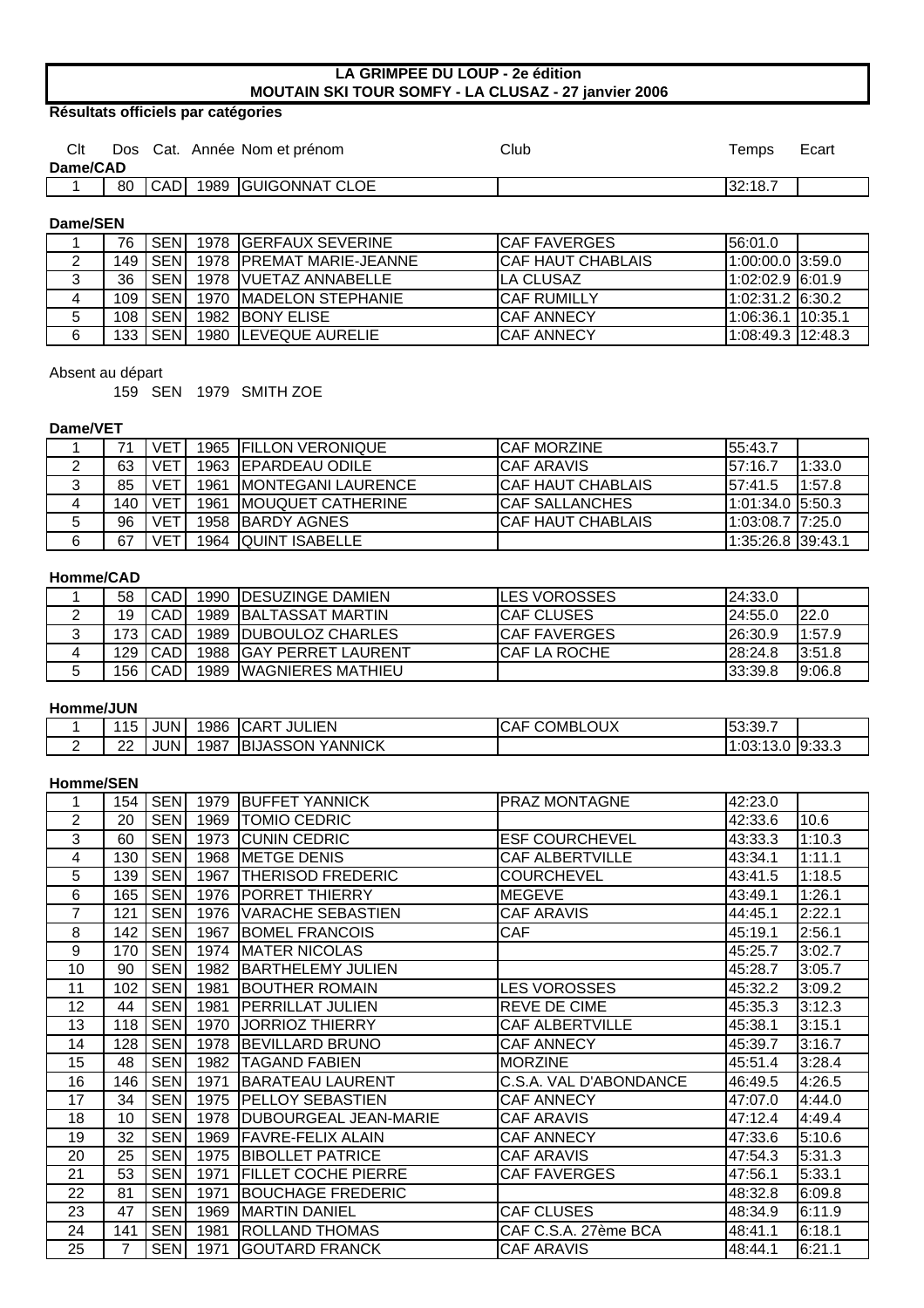# LA GRIMPEE DU LOUP - 2e édition
## MOUTAIN SKI TOUR SOMFY - LA CLUSAZ - 27 janvier 2006

**Résultats officiels par catégories**

### Dame/CAD

| Clt | Dos | Cat. | Année | Nom et prénom | Club | Temps | Ecart |
|---|---|---|---|---|---|---|---|
| 1 | 80 | CAD | 1989 | GUIGONNAT CLOE | | 32:18.7 | |

### Dame/SEN

| Clt | Dos | Cat. | Année | Nom et prénom | Club | Temps | Ecart |
|---|---|---|---|---|---|---|---|
| 1 | 76 | SEN | 1978 | GERFAUX SEVERINE | CAF FAVERGES | 56:01.0 | |
| 2 | 149 | SEN | 1978 | PREMAT MARIE-JEANNE | CAF HAUT CHABLAIS | 1:00:00.0 | 3:59.0 |
| 3 | 36 | SEN | 1978 | VUETAZ ANNABELLE | LA CLUSAZ | 1:02:02.9 | 6:01.9 |
| 4 | 109 | SEN | 1970 | MADELON STEPHANIE | CAF RUMILLY | 1:02:31.2 | 6:30.2 |
| 5 | 108 | SEN | 1982 | BONY ELISE | CAF ANNECY | 1:06:36.1 | 10:35.1 |
| 6 | 133 | SEN | 1980 | LEVEQUE AURELIE | CAF ANNECY | 1:08:49.3 | 12:48.3 |

Absent au départ

159 SEN 1979 SMITH ZOE

### Dame/VET

| Clt | Dos | Cat. | Année | Nom et prénom | Club | Temps | Ecart |
|---|---|---|---|---|---|---|---|
| 1 | 71 | VET | 1965 | FILLON VERONIQUE | CAF MORZINE | 55:43.7 | |
| 2 | 63 | VET | 1963 | EPARDEAU ODILE | CAF ARAVIS | 57:16.7 | 1:33.0 |
| 3 | 85 | VET | 1961 | MONTEGANI LAURENCE | CAF HAUT CHABLAIS | 57:41.5 | 1:57.8 |
| 4 | 140 | VET | 1961 | MOUQUET CATHERINE | CAF SALLANCHES | 1:01:34.0 | 5:50.3 |
| 5 | 96 | VET | 1958 | BARDY AGNES | CAF HAUT CHABLAIS | 1:03:08.7 | 7:25.0 |
| 6 | 67 | VET | 1964 | QUINT ISABELLE | | 1:35:26.8 | 39:43.1 |

### Homme/CAD

| Clt | Dos | Cat. | Année | Nom et prénom | Club | Temps | Ecart |
|---|---|---|---|---|---|---|---|
| 1 | 58 | CAD | 1990 | DESUZINGE DAMIEN | LES VOROSSES | 24:33.0 | |
| 2 | 19 | CAD | 1989 | BALTASSAT MARTIN | CAF CLUSES | 24:55.0 | 22.0 |
| 3 | 173 | CAD | 1989 | DUBOULOZ CHARLES | CAF FAVERGES | 26:30.9 | 1:57.9 |
| 4 | 129 | CAD | 1988 | GAY PERRET LAURENT | CAF LA ROCHE | 28:24.8 | 3:51.8 |
| 5 | 156 | CAD | 1989 | WAGNIERES MATHIEU | | 33:39.8 | 9:06.8 |

### Homme/JUN

| Clt | Dos | Cat. | Année | Nom et prénom | Club | Temps | Ecart |
|---|---|---|---|---|---|---|---|
| 1 | 115 | JUN | 1986 | CART JULIEN | CAF COMBLOUX | 53:39.7 | |
| 2 | 22 | JUN | 1987 | BIJASSON YANNICK | | 1:03:13.0 | 9:33.3 |

### Homme/SEN

| Clt | Dos | Cat. | Année | Nom et prénom | Club | Temps | Ecart |
|---|---|---|---|---|---|---|---|
| 1 | 154 | SEN | 1979 | BUFFET YANNICK | PRAZ MONTAGNE | 42:23.0 | |
| 2 | 20 | SEN | 1969 | TOMIO CEDRIC | | 42:33.6 | 10.6 |
| 3 | 60 | SEN | 1973 | CUNIN CEDRIC | ESF COURCHEVEL | 43:33.3 | 1:10.3 |
| 4 | 130 | SEN | 1968 | METGE DENIS | CAF ALBERTVILLE | 43:34.1 | 1:11.1 |
| 5 | 139 | SEN | 1967 | THERISOD FREDERIC | COURCHEVEL | 43:41.5 | 1:18.5 |
| 6 | 165 | SEN | 1976 | PORRET THIERRY | MEGEVE | 43:49.1 | 1:26.1 |
| 7 | 121 | SEN | 1976 | VARACHE SEBASTIEN | CAF ARAVIS | 44:45.1 | 2:22.1 |
| 8 | 142 | SEN | 1967 | BOMEL FRANCOIS | CAF | 45:19.1 | 2:56.1 |
| 9 | 170 | SEN | 1974 | MATER NICOLAS | | 45:25.7 | 3:02.7 |
| 10 | 90 | SEN | 1982 | BARTHELEMY JULIEN | | 45:28.7 | 3:05.7 |
| 11 | 102 | SEN | 1981 | BOUTHER ROMAIN | LES VOROSSES | 45:32.2 | 3:09.2 |
| 12 | 44 | SEN | 1981 | PERRILLAT JULIEN | REVE DE CIME | 45:35.3 | 3:12.3 |
| 13 | 118 | SEN | 1970 | JORRIOZ THIERRY | CAF ALBERTVILLE | 45:38.1 | 3:15.1 |
| 14 | 128 | SEN | 1978 | BEVILLARD BRUNO | CAF ANNECY | 45:39.7 | 3:16.7 |
| 15 | 48 | SEN | 1982 | TAGAND FABIEN | MORZINE | 45:51.4 | 3:28.4 |
| 16 | 146 | SEN | 1971 | BARATEAU LAURENT | C.S.A. VAL D'ABONDANCE | 46:49.5 | 4:26.5 |
| 17 | 34 | SEN | 1975 | PELLOY SEBASTIEN | CAF ANNECY | 47:07.0 | 4:44.0 |
| 18 | 10 | SEN | 1978 | DUBOURGEAL JEAN-MARIE | CAF ARAVIS | 47:12.4 | 4:49.4 |
| 19 | 32 | SEN | 1969 | FAVRE-FELIX ALAIN | CAF ANNECY | 47:33.6 | 5:10.6 |
| 20 | 25 | SEN | 1975 | BIBOLLET PATRICE | CAF ARAVIS | 47:54.3 | 5:31.3 |
| 21 | 53 | SEN | 1971 | FILLET COCHE PIERRE | CAF FAVERGES | 47:56.1 | 5:33.1 |
| 22 | 81 | SEN | 1971 | BOUCHAGE FREDERIC | | 48:32.8 | 6:09.8 |
| 23 | 47 | SEN | 1969 | MARTIN DANIEL | CAF CLUSES | 48:34.9 | 6:11.9 |
| 24 | 141 | SEN | 1981 | ROLLAND THOMAS | CAF C.S.A. 27ème BCA | 48:41.1 | 6:18.1 |
| 25 | 7 | SEN | 1971 | GOUTARD FRANCK | CAF ARAVIS | 48:44.1 | 6:21.1 |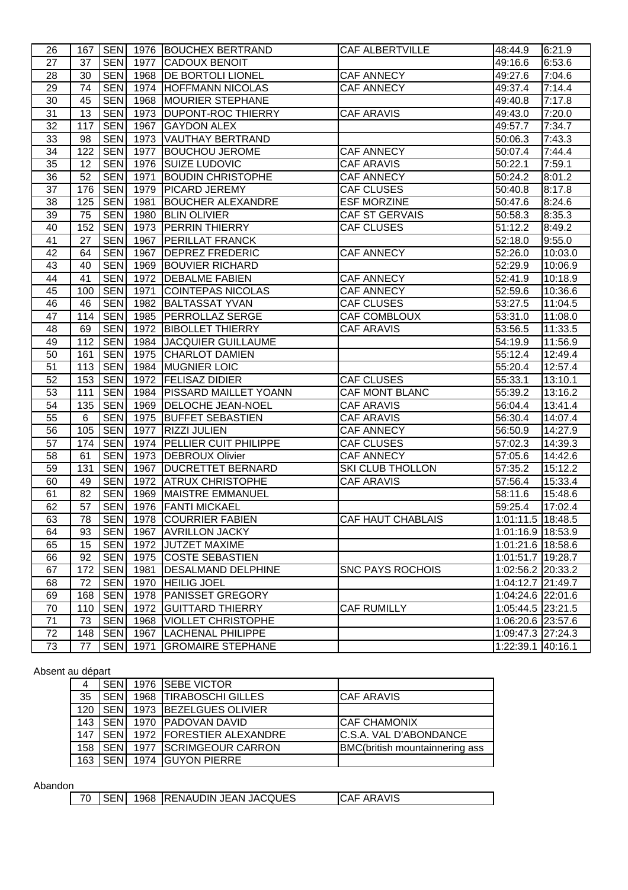| | | | | | | | |
|---|---|---|---|---|---|---|---|
| 26 | 167 | SEN | 1976 | BOUCHEX BERTRAND | CAF ALBERTVILLE | 48:44.9 | 6:21.9 |
| 27 | 37 | SEN | 1977 | CADOUX BENOIT | | 49:16.6 | 6:53.6 |
| 28 | 30 | SEN | 1968 | DE BORTOLI LIONEL | CAF ANNECY | 49:27.6 | 7:04.6 |
| 29 | 74 | SEN | 1974 | HOFFMANN NICOLAS | CAF ANNECY | 49:37.4 | 7:14.4 |
| 30 | 45 | SEN | 1968 | MOURIER STEPHANE | | 49:40.8 | 7:17.8 |
| 31 | 13 | SEN | 1973 | DUPONT-ROC THIERRY | CAF ARAVIS | 49:43.0 | 7:20.0 |
| 32 | 117 | SEN | 1967 | GAYDON ALEX | | 49:57.7 | 7:34.7 |
| 33 | 98 | SEN | 1973 | VAUTHAY BERTRAND | | 50:06.3 | 7:43.3 |
| 34 | 122 | SEN | 1977 | BOUCHOU JEROME | CAF ANNECY | 50:07.4 | 7:44.4 |
| 35 | 12 | SEN | 1976 | SUIZE LUDOVIC | CAF ARAVIS | 50:22.1 | 7:59.1 |
| 36 | 52 | SEN | 1971 | BOUDIN CHRISTOPHE | CAF ANNECY | 50:24.2 | 8:01.2 |
| 37 | 176 | SEN | 1979 | PICARD JEREMY | CAF CLUSES | 50:40.8 | 8:17.8 |
| 38 | 125 | SEN | 1981 | BOUCHER ALEXANDRE | ESF MORZINE | 50:47.6 | 8:24.6 |
| 39 | 75 | SEN | 1980 | BLIN OLIVIER | CAF ST GERVAIS | 50:58.3 | 8:35.3 |
| 40 | 152 | SEN | 1973 | PERRIN THIERRY | CAF CLUSES | 51:12.2 | 8:49.2 |
| 41 | 27 | SEN | 1967 | PERILLAT FRANCK | | 52:18.0 | 9:55.0 |
| 42 | 64 | SEN | 1967 | DEPREZ FREDERIC | CAF ANNECY | 52:26.0 | 10:03.0 |
| 43 | 40 | SEN | 1969 | BOUVIER RICHARD | | 52:29.9 | 10:06.9 |
| 44 | 41 | SEN | 1972 | DEBALME FABIEN | CAF ANNECY | 52:41.9 | 10:18.9 |
| 45 | 100 | SEN | 1971 | COINTEPAS NICOLAS | CAF ANNECY | 52:59.6 | 10:36.6 |
| 46 | 46 | SEN | 1982 | BALTASSAT YVAN | CAF CLUSES | 53:27.5 | 11:04.5 |
| 47 | 114 | SEN | 1985 | PERROLLAZ SERGE | CAF COMBLOUX | 53:31.0 | 11:08.0 |
| 48 | 69 | SEN | 1972 | BIBOLLET THIERRY | CAF ARAVIS | 53:56.5 | 11:33.5 |
| 49 | 112 | SEN | 1984 | JACQUIER GUILLAUME | | 54:19.9 | 11:56.9 |
| 50 | 161 | SEN | 1975 | CHARLOT DAMIEN | | 55:12.4 | 12:49.4 |
| 51 | 113 | SEN | 1984 | MUGNIER LOIC | | 55:20.4 | 12:57.4 |
| 52 | 153 | SEN | 1972 | FELISAZ DIDIER | CAF CLUSES | 55:33.1 | 13:10.1 |
| 53 | 111 | SEN | 1984 | PISSARD MAILLET YOANN | CAF MONT BLANC | 55:39.2 | 13:16.2 |
| 54 | 135 | SEN | 1969 | DELOCHE JEAN-NOEL | CAF ARAVIS | 56:04.4 | 13:41.4 |
| 55 | 6 | SEN | 1975 | BUFFET SEBASTIEN | CAF ARAVIS | 56:30.4 | 14:07.4 |
| 56 | 105 | SEN | 1977 | RIZZI JULIEN | CAF ANNECY | 56:50.9 | 14:27.9 |
| 57 | 174 | SEN | 1974 | PELLIER CUIT PHILIPPE | CAF CLUSES | 57:02.3 | 14:39.3 |
| 58 | 61 | SEN | 1973 | DEBROUX Olivier | CAF ANNECY | 57:05.6 | 14:42.6 |
| 59 | 131 | SEN | 1967 | DUCRETTET BERNARD | SKI CLUB THOLLON | 57:35.2 | 15:12.2 |
| 60 | 49 | SEN | 1972 | ATRUX CHRISTOPHE | CAF ARAVIS | 57:56.4 | 15:33.4 |
| 61 | 82 | SEN | 1969 | MAISTRE EMMANUEL | | 58:11.6 | 15:48.6 |
| 62 | 57 | SEN | 1976 | FANTI MICKAEL | | 59:25.4 | 17:02.4 |
| 63 | 78 | SEN | 1978 | COURRIER FABIEN | CAF HAUT CHABLAIS | 1:01:11.5 | 18:48.5 |
| 64 | 93 | SEN | 1967 | AVRILLON JACKY | | 1:01:16.9 | 18:53.9 |
| 65 | 15 | SEN | 1972 | JUTZET MAXIME | | 1:01:21.6 | 18:58.6 |
| 66 | 92 | SEN | 1975 | COSTE SEBASTIEN | | 1:01:51.7 | 19:28.7 |
| 67 | 172 | SEN | 1981 | DESALMAND DELPHINE | SNC PAYS ROCHOIS | 1:02:56.2 | 20:33.2 |
| 68 | 72 | SEN | 1970 | HEILIG JOEL | | 1:04:12.7 | 21:49.7 |
| 69 | 168 | SEN | 1978 | PANISSET GREGORY | | 1:04:24.6 | 22:01.6 |
| 70 | 110 | SEN | 1972 | GUITTARD THIERRY | CAF RUMILLY | 1:05:44.5 | 23:21.5 |
| 71 | 73 | SEN | 1968 | VIOLLET CHRISTOPHE | | 1:06:20.6 | 23:57.6 |
| 72 | 148 | SEN | 1967 | LACHENAL PHILIPPE | | 1:09:47.3 | 27:24.3 |
| 73 | 77 | SEN | 1971 | GROMAIRE STEPHANE | | 1:22:39.1 | 40:16.1 |

Absent au départ

| | | | | |
|---|---|---|---|---|
| 4 | SEN | 1976 | SEBE VICTOR | |
| 35 | SEN | 1968 | TIRABOSCHI GILLES | CAF ARAVIS |
| 120 | SEN | 1973 | BEZELGUES OLIVIER | |
| 143 | SEN | 1970 | PADOVAN DAVID | CAF CHAMONIX |
| 147 | SEN | 1972 | FORESTIER ALEXANDRE | C.S.A. VAL D'ABONDANCE |
| 158 | SEN | 1977 | SCRIMGEOUR CARRON | BMC(british mountainnering ass |
| 163 | SEN | 1974 | GUYON PIERRE | |

Abandon

| | | | | |
|---|---|---|---|---|
| 70 | SEN | 1968 | RENAUDIN JEAN JACQUES | CAF ARAVIS |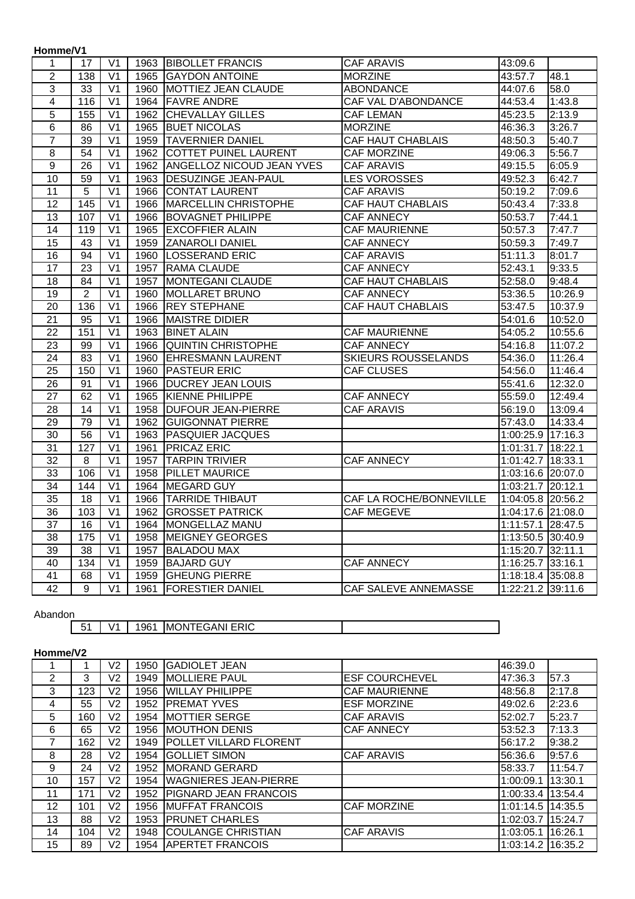**Homme/V1**

| | | | | | | | |
|---|---|---|---|---|---|---|---|
| 1 | 17 | V1 | 1963 | BIBOLLET FRANCIS | CAF ARAVIS | 43:09.6 | |
| 2 | 138 | V1 | 1965 | GAYDON ANTOINE | MORZINE | 43:57.7 | 48.1 |
| 3 | 33 | V1 | 1960 | MOTTIEZ JEAN CLAUDE | ABONDANCE | 44:07.6 | 58.0 |
| 4 | 116 | V1 | 1964 | FAVRE ANDRE | CAF VAL D'ABONDANCE | 44:53.4 | 1:43.8 |
| 5 | 155 | V1 | 1962 | CHEVALLAY GILLES | CAF LEMAN | 45:23.5 | 2:13.9 |
| 6 | 86 | V1 | 1965 | BUET NICOLAS | MORZINE | 46:36.3 | 3:26.7 |
| 7 | 39 | V1 | 1959 | TAVERNIER DANIEL | CAF HAUT CHABLAIS | 48:50.3 | 5:40.7 |
| 8 | 54 | V1 | 1962 | COTTET PUINEL LAURENT | CAF MORZINE | 49:06.3 | 5:56.7 |
| 9 | 26 | V1 | 1962 | ANGELLOZ NICOUD JEAN YVES | CAF ARAVIS | 49:15.5 | 6:05.9 |
| 10 | 59 | V1 | 1963 | DESUZINGE JEAN-PAUL | LES VOROSSES | 49:52.3 | 6:42.7 |
| 11 | 5 | V1 | 1966 | CONTAT LAURENT | CAF ARAVIS | 50:19.2 | 7:09.6 |
| 12 | 145 | V1 | 1966 | MARCELLIN CHRISTOPHE | CAF HAUT CHABLAIS | 50:43.4 | 7:33.8 |
| 13 | 107 | V1 | 1966 | BOVAGNET PHILIPPE | CAF ANNECY | 50:53.7 | 7:44.1 |
| 14 | 119 | V1 | 1965 | EXCOFFIER ALAIN | CAF MAURIENNE | 50:57.3 | 7:47.7 |
| 15 | 43 | V1 | 1959 | ZANAROLI DANIEL | CAF ANNECY | 50:59.3 | 7:49.7 |
| 16 | 94 | V1 | 1960 | LOSSERAND ERIC | CAF ARAVIS | 51:11.3 | 8:01.7 |
| 17 | 23 | V1 | 1957 | RAMA CLAUDE | CAF ANNECY | 52:43.1 | 9:33.5 |
| 18 | 84 | V1 | 1957 | MONTEGANI CLAUDE | CAF HAUT CHABLAIS | 52:58.0 | 9:48.4 |
| 19 | 2 | V1 | 1960 | MOLLARET BRUNO | CAF ANNECY | 53:36.5 | 10:26.9 |
| 20 | 136 | V1 | 1966 | REY STEPHANE | CAF HAUT CHABLAIS | 53:47.5 | 10:37.9 |
| 21 | 95 | V1 | 1966 | MAISTRE DIDIER | | 54:01.6 | 10:52.0 |
| 22 | 151 | V1 | 1963 | BINET ALAIN | CAF MAURIENNE | 54:05.2 | 10:55.6 |
| 23 | 99 | V1 | 1966 | QUINTIN CHRISTOPHE | CAF ANNECY | 54:16.8 | 11:07.2 |
| 24 | 83 | V1 | 1960 | EHRESMANN LAURENT | SKIEURS ROUSSELANDS | 54:36.0 | 11:26.4 |
| 25 | 150 | V1 | 1960 | PASTEUR ERIC | CAF CLUSES | 54:56.0 | 11:46.4 |
| 26 | 91 | V1 | 1966 | DUCREY JEAN LOUIS | | 55:41.6 | 12:32.0 |
| 27 | 62 | V1 | 1965 | KIENNE PHILIPPE | CAF ANNECY | 55:59.0 | 12:49.4 |
| 28 | 14 | V1 | 1958 | DUFOUR JEAN-PIERRE | CAF ARAVIS | 56:19.0 | 13:09.4 |
| 29 | 79 | V1 | 1962 | GUIGONNAT PIERRE | | 57:43.0 | 14:33.4 |
| 30 | 56 | V1 | 1963 | PASQUIER JACQUES | | 1:00:25.9 | 17:16.3 |
| 31 | 127 | V1 | 1961 | PRICAZ ERIC | | 1:01:31.7 | 18:22.1 |
| 32 | 8 | V1 | 1957 | TARPIN TRIVIER | CAF ANNECY | 1:01:42.7 | 18:33.1 |
| 33 | 106 | V1 | 1958 | PILLET MAURICE | | 1:03:16.6 | 20:07.0 |
| 34 | 144 | V1 | 1964 | MEGARD GUY | | 1:03:21.7 | 20:12.1 |
| 35 | 18 | V1 | 1966 | TARRIDE THIBAUT | CAF LA ROCHE/BONNEVILLE | 1:04:05.8 | 20:56.2 |
| 36 | 103 | V1 | 1962 | GROSSET PATRICK | CAF MEGEVE | 1:04:17.6 | 21:08.0 |
| 37 | 16 | V1 | 1964 | MONGELLAZ MANU | | 1:11:57.1 | 28:47.5 |
| 38 | 175 | V1 | 1958 | MEIGNEY GEORGES | | 1:13:50.5 | 30:40.9 |
| 39 | 38 | V1 | 1957 | BALADOU MAX | | 1:15:20.7 | 32:11.1 |
| 40 | 134 | V1 | 1959 | BAJARD GUY | CAF ANNECY | 1:16:25.7 | 33:16.1 |
| 41 | 68 | V1 | 1959 | GHEUNG PIERRE | | 1:18:18.4 | 35:08.8 |
| 42 | 9 | V1 | 1961 | FORESTIER DANIEL | CAF SALEVE ANNEMASSE | 1:22:21.2 | 39:11.6 |

Abandon

| | | | | |
|---|---|---|---|---|
| 51 | V1 | 1961 | MONTEGANI ERIC | |

**Homme/V2**

| | | | | | | | |
|---|---|---|---|---|---|---|---|
| 1 | 1 | V2 | 1950 | GADIOLET JEAN | | 46:39.0 | |
| 2 | 3 | V2 | 1949 | MOLLIERE PAUL | ESF COURCHEVEL | 47:36.3 | 57.3 |
| 3 | 123 | V2 | 1956 | WILLAY PHILIPPE | CAF MAURIENNE | 48:56.8 | 2:17.8 |
| 4 | 55 | V2 | 1952 | PREMAT YVES | ESF MORZINE | 49:02.6 | 2:23.6 |
| 5 | 160 | V2 | 1954 | MOTTIER SERGE | CAF ARAVIS | 52:02.7 | 5:23.7 |
| 6 | 65 | V2 | 1956 | MOUTHON DENIS | CAF ANNECY | 53:52.3 | 7:13.3 |
| 7 | 162 | V2 | 1949 | POLLET VILLARD FLORENT | | 56:17.2 | 9:38.2 |
| 8 | 28 | V2 | 1954 | GOLLIET SIMON | CAF ARAVIS | 56:36.6 | 9:57.6 |
| 9 | 24 | V2 | 1952 | MORAND GERARD | | 58:33.7 | 11:54.7 |
| 10 | 157 | V2 | 1954 | WAGNIERES JEAN-PIERRE | | 1:00:09.1 | 13:30.1 |
| 11 | 171 | V2 | 1952 | PIGNARD JEAN FRANCOIS | | 1:00:33.4 | 13:54.4 |
| 12 | 101 | V2 | 1956 | MUFFAT FRANCOIS | CAF MORZINE | 1:01:14.5 | 14:35.5 |
| 13 | 88 | V2 | 1953 | PRUNET CHARLES | | 1:02:03.7 | 15:24.7 |
| 14 | 104 | V2 | 1948 | COULANGE CHRISTIAN | CAF ARAVIS | 1:03:05.1 | 16:26.1 |
| 15 | 89 | V2 | 1954 | APERTET FRANCOIS | | 1:03:14.2 | 16:35.2 |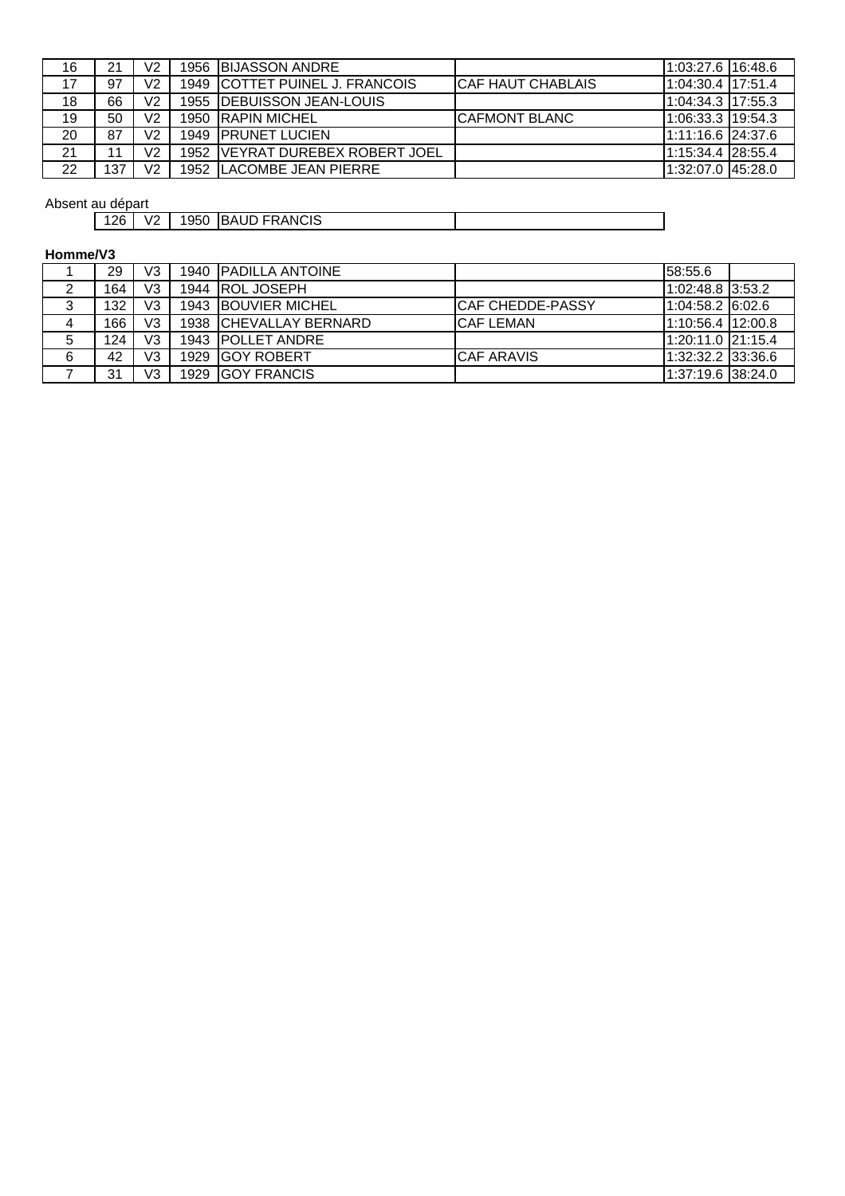| | | | | | | | |
|---|---|---|---|---|---|---|---|
| 16 | 21 | V2 | 1956 | BIJASSON ANDRE | | 1:03:27.6 | 16:48.6 |
| 17 | 97 | V2 | 1949 | COTTET PUINEL J. FRANCOIS | CAF HAUT CHABLAIS | 1:04:30.4 | 17:51.4 |
| 18 | 66 | V2 | 1955 | DEBUISSON JEAN-LOUIS | | 1:04:34.3 | 17:55.3 |
| 19 | 50 | V2 | 1950 | RAPIN MICHEL | CAFMONT BLANC | 1:06:33.3 | 19:54.3 |
| 20 | 87 | V2 | 1949 | PRUNET LUCIEN | | 1:11:16.6 | 24:37.6 |
| 21 | 11 | V2 | 1952 | VEYRAT DUREBEX ROBERT JOEL | | 1:15:34.4 | 28:55.4 |
| 22 | 137 | V2 | 1952 | LACOMBE JEAN PIERRE | | 1:32:07.0 | 45:28.0 |

Absent au départ

| | | | | |
|---|---|---|---|---|
| 126 | V2 | 1950 | BAUD FRANCIS | |

**Homme/V3**

| | | | | | | | |
|---|---|---|---|---|---|---|---|
| 1 | 29 | V3 | 1940 | PADILLA ANTOINE | | 58:55.6 | |
| 2 | 164 | V3 | 1944 | ROL JOSEPH | | 1:02:48.8 | 3:53.2 |
| 3 | 132 | V3 | 1943 | BOUVIER MICHEL | CAF CHEDDE-PASSY | 1:04:58.2 | 6:02.6 |
| 4 | 166 | V3 | 1938 | CHEVALLAY BERNARD | CAF LEMAN | 1:10:56.4 | 12:00.8 |
| 5 | 124 | V3 | 1943 | POLLET ANDRE | | 1:20:11.0 | 21:15.4 |
| 6 | 42 | V3 | 1929 | GOY ROBERT | CAF ARAVIS | 1:32:32.2 | 33:36.6 |
| 7 | 31 | V3 | 1929 | GOY FRANCIS | | 1:37:19.6 | 38:24.0 |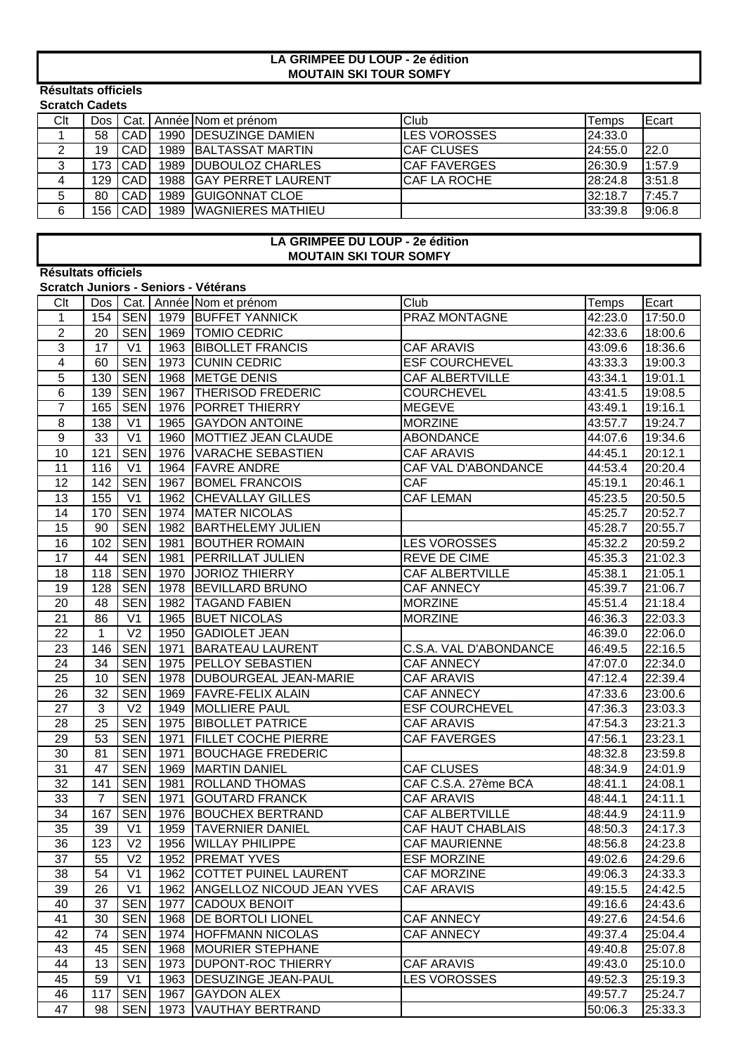**LA GRIMPEE DU LOUP - 2e édition**
**MOUTAIN SKI TOUR SOMFY**

**Résultats officiels**
**Scratch Cadets**

| Clt | Dos | Cat. | Année | Nom et prénom | Club | Temps | Ecart |
|---|---|---|---|---|---|---|---|
| 1 | 58 | CAD | 1990 | DESUZINGE DAMIEN | LES VOROSSES | 24:33.0 | |
| 2 | 19 | CAD | 1989 | BALTASSAT MARTIN | CAF CLUSES | 24:55.0 | 22.0 |
| 3 | 173 | CAD | 1989 | DUBOULOZ CHARLES | CAF FAVERGES | 26:30.9 | 1:57.9 |
| 4 | 129 | CAD | 1988 | GAY PERRET LAURENT | CAF LA ROCHE | 28:24.8 | 3:51.8 |
| 5 | 80 | CAD | 1989 | GUIGONNAT CLOE | | 32:18.7 | 7:45.7 |
| 6 | 156 | CAD | 1989 | WAGNIERES MATHIEU | | 33:39.8 | 9:06.8 |

**LA GRIMPEE DU LOUP - 2e édition**
**MOUTAIN SKI TOUR SOMFY**

**Résultats officiels**
**Scratch Juniors - Seniors - Vétérans**

| Clt | Dos | Cat. | Année | Nom et prénom | Club | Temps | Ecart |
|---|---|---|---|---|---|---|---|
| 1 | 154 | SEN | 1979 | BUFFET YANNICK | PRAZ MONTAGNE | 42:23.0 | 17:50.0 |
| 2 | 20 | SEN | 1969 | TOMIO CEDRIC | | 42:33.6 | 18:00.6 |
| 3 | 17 | V1 | 1963 | BIBOLLET FRANCIS | CAF ARAVIS | 43:09.6 | 18:36.6 |
| 4 | 60 | SEN | 1973 | CUNIN CEDRIC | ESF COURCHEVEL | 43:33.3 | 19:00.3 |
| 5 | 130 | SEN | 1968 | METGE DENIS | CAF ALBERTVILLE | 43:34.1 | 19:01.1 |
| 6 | 139 | SEN | 1967 | THERISOD FREDERIC | COURCHEVEL | 43:41.5 | 19:08.5 |
| 7 | 165 | SEN | 1976 | PORRET THIERRY | MEGEVE | 43:49.1 | 19:16.1 |
| 8 | 138 | V1 | 1965 | GAYDON ANTOINE | MORZINE | 43:57.7 | 19:24.7 |
| 9 | 33 | V1 | 1960 | MOTTIEZ JEAN CLAUDE | ABONDANCE | 44:07.6 | 19:34.6 |
| 10 | 121 | SEN | 1976 | VARACHE SEBASTIEN | CAF ARAVIS | 44:45.1 | 20:12.1 |
| 11 | 116 | V1 | 1964 | FAVRE ANDRE | CAF VAL D'ABONDANCE | 44:53.4 | 20:20.4 |
| 12 | 142 | SEN | 1967 | BOMEL FRANCOIS | CAF | 45:19.1 | 20:46.1 |
| 13 | 155 | V1 | 1962 | CHEVALLAY GILLES | CAF LEMAN | 45:23.5 | 20:50.5 |
| 14 | 170 | SEN | 1974 | MATER NICOLAS | | 45:25.7 | 20:52.7 |
| 15 | 90 | SEN | 1982 | BARTHELEMY JULIEN | | 45:28.7 | 20:55.7 |
| 16 | 102 | SEN | 1981 | BOUTHER ROMAIN | LES VOROSSES | 45:32.2 | 20:59.2 |
| 17 | 44 | SEN | 1981 | PERRILLAT JULIEN | REVE DE CIME | 45:35.3 | 21:02.3 |
| 18 | 118 | SEN | 1970 | JORIOZ THIERRY | CAF ALBERTVILLE | 45:38.1 | 21:05.1 |
| 19 | 128 | SEN | 1978 | BEVILLARD BRUNO | CAF ANNECY | 45:39.7 | 21:06.7 |
| 20 | 48 | SEN | 1982 | TAGAND FABIEN | MORZINE | 45:51.4 | 21:18.4 |
| 21 | 86 | V1 | 1965 | BUET NICOLAS | MORZINE | 46:36.3 | 22:03.3 |
| 22 | 1 | V2 | 1950 | GADIOLET JEAN | | 46:39.0 | 22:06.0 |
| 23 | 146 | SEN | 1971 | BARATEAU LAURENT | C.S.A. VAL D'ABONDANCE | 46:49.5 | 22:16.5 |
| 24 | 34 | SEN | 1975 | PELLOY SEBASTIEN | CAF ANNECY | 47:07.0 | 22:34.0 |
| 25 | 10 | SEN | 1978 | DUBOURGEAL JEAN-MARIE | CAF ARAVIS | 47:12.4 | 22:39.4 |
| 26 | 32 | SEN | 1969 | FAVRE-FELIX ALAIN | CAF ANNECY | 47:33.6 | 23:00.6 |
| 27 | 3 | V2 | 1949 | MOLLIERE PAUL | ESF COURCHEVEL | 47:36.3 | 23:03.3 |
| 28 | 25 | SEN | 1975 | BIBOLLET PATRICE | CAF ARAVIS | 47:54.3 | 23:21.3 |
| 29 | 53 | SEN | 1971 | FILLET COCHE PIERRE | CAF FAVERGES | 47:56.1 | 23:23.1 |
| 30 | 81 | SEN | 1971 | BOUCHAGE FREDERIC | | 48:32.8 | 23:59.8 |
| 31 | 47 | SEN | 1969 | MARTIN DANIEL | CAF CLUSES | 48:34.9 | 24:01.9 |
| 32 | 141 | SEN | 1981 | ROLLAND THOMAS | CAF C.S.A. 27ème BCA | 48:41.1 | 24:08.1 |
| 33 | 7 | SEN | 1971 | GOUTARD FRANCK | CAF ARAVIS | 48:44.1 | 24:11.1 |
| 34 | 167 | SEN | 1976 | BOUCHEX BERTRAND | CAF ALBERTVILLE | 48:44.9 | 24:11.9 |
| 35 | 39 | V1 | 1959 | TAVERNIER DANIEL | CAF HAUT CHABLAIS | 48:50.3 | 24:17.3 |
| 36 | 123 | V2 | 1956 | WILLAY PHILIPPE | CAF MAURIENNE | 48:56.8 | 24:23.8 |
| 37 | 55 | V2 | 1952 | PREMAT YVES | ESF MORZINE | 49:02.6 | 24:29.6 |
| 38 | 54 | V1 | 1962 | COTTET PUINEL LAURENT | CAF MORZINE | 49:06.3 | 24:33.3 |
| 39 | 26 | V1 | 1962 | ANGELLOZ NICOUD JEAN YVES | CAF ARAVIS | 49:15.5 | 24:42.5 |
| 40 | 37 | SEN | 1977 | CADOUX BENOIT | | 49:16.6 | 24:43.6 |
| 41 | 30 | SEN | 1968 | DE BORTOLI LIONEL | CAF ANNECY | 49:27.6 | 24:54.6 |
| 42 | 74 | SEN | 1974 | HOFFMANN NICOLAS | CAF ANNECY | 49:37.4 | 25:04.4 |
| 43 | 45 | SEN | 1968 | MOURIER STEPHANE | | 49:40.8 | 25:07.8 |
| 44 | 13 | SEN | 1973 | DUPONT-ROC THIERRY | CAF ARAVIS | 49:43.0 | 25:10.0 |
| 45 | 59 | V1 | 1963 | DESUZINGE JEAN-PAUL | LES VOROSSES | 49:52.3 | 25:19.3 |
| 46 | 117 | SEN | 1967 | GAYDON ALEX | | 49:57.7 | 25:24.7 |
| 47 | 98 | SEN | 1973 | VAUTHAY BERTRAND | | 50:06.3 | 25:33.3 |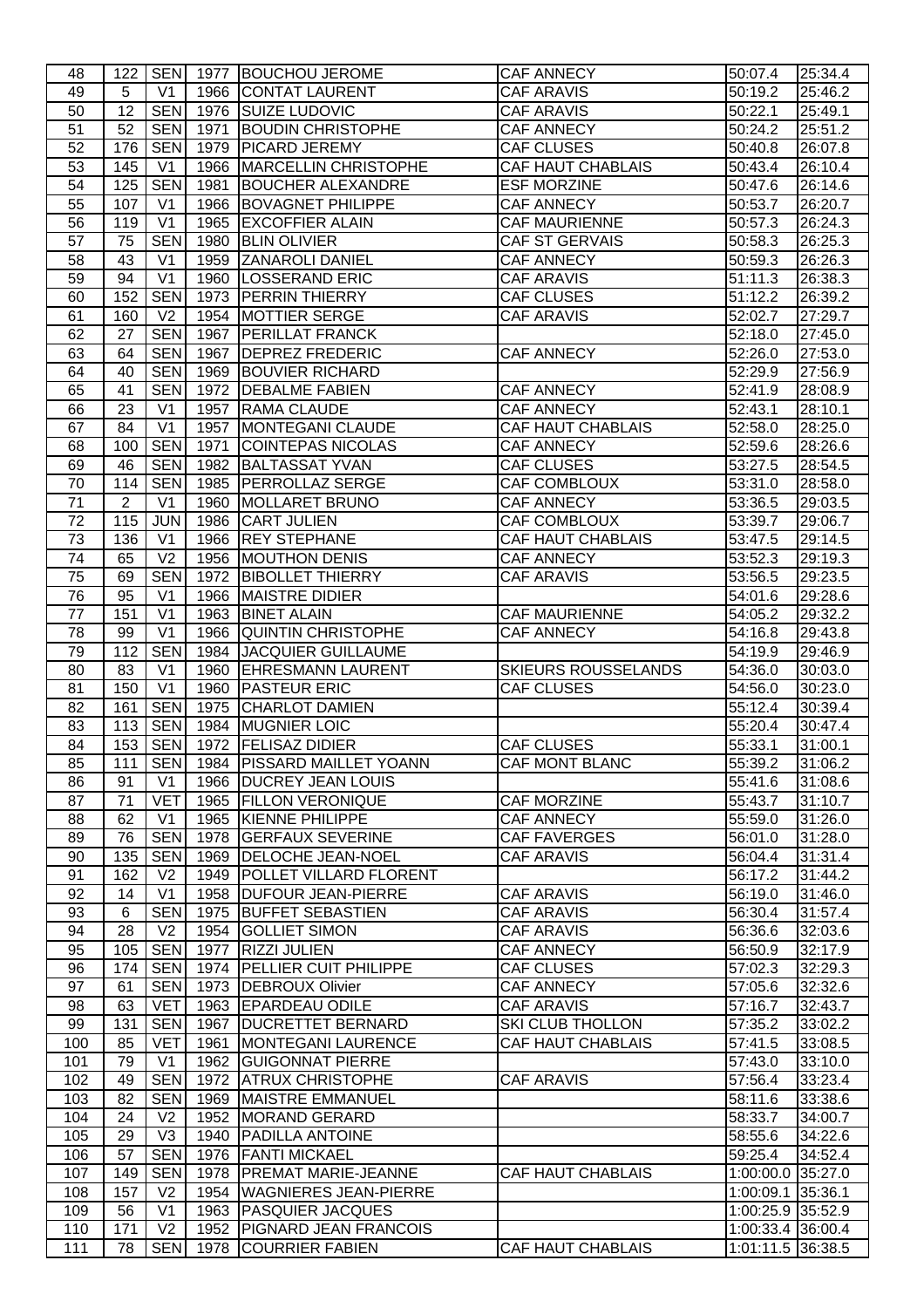| 48 | 122 | SEN | 1977 | BOUCHOU JEROME | CAF ANNECY | 50:07.4 | 25:34.4 |
|---|---|---|---|---|---|---|---|
| 49 | 5 | V1 | 1966 | CONTAT LAURENT | CAF ARAVIS | 50:19.2 | 25:46.2 |
| 50 | 12 | SEN | 1976 | SUIZE LUDOVIC | CAF ARAVIS | 50:22.1 | 25:49.1 |
| 51 | 52 | SEN | 1971 | BOUDIN CHRISTOPHE | CAF ANNECY | 50:24.2 | 25:51.2 |
| 52 | 176 | SEN | 1979 | PICARD JEREMY | CAF CLUSES | 50:40.8 | 26:07.8 |
| 53 | 145 | V1 | 1966 | MARCELLIN CHRISTOPHE | CAF HAUT CHABLAIS | 50:43.4 | 26:10.4 |
| 54 | 125 | SEN | 1981 | BOUCHER ALEXANDRE | ESF MORZINE | 50:47.6 | 26:14.6 |
| 55 | 107 | V1 | 1966 | BOVAGNET PHILIPPE | CAF ANNECY | 50:53.7 | 26:20.7 |
| 56 | 119 | V1 | 1965 | EXCOFFIER ALAIN | CAF MAURIENNE | 50:57.3 | 26:24.3 |
| 57 | 75 | SEN | 1980 | BLIN OLIVIER | CAF ST GERVAIS | 50:58.3 | 26:25.3 |
| 58 | 43 | V1 | 1959 | ZANAROLI DANIEL | CAF ANNECY | 50:59.3 | 26:26.3 |
| 59 | 94 | V1 | 1960 | LOSSERAND ERIC | CAF ARAVIS | 51:11.3 | 26:38.3 |
| 60 | 152 | SEN | 1973 | PERRIN THIERRY | CAF CLUSES | 51:12.2 | 26:39.2 |
| 61 | 160 | V2 | 1954 | MOTTIER SERGE | CAF ARAVIS | 52:02.7 | 27:29.7 |
| 62 | 27 | SEN | 1967 | PERILLAT FRANCK | | 52:18.0 | 27:45.0 |
| 63 | 64 | SEN | 1967 | DEPREZ FREDERIC | CAF ANNECY | 52:26.0 | 27:53.0 |
| 64 | 40 | SEN | 1969 | BOUVIER RICHARD | | 52:29.9 | 27:56.9 |
| 65 | 41 | SEN | 1972 | DEBALME FABIEN | CAF ANNECY | 52:41.9 | 28:08.9 |
| 66 | 23 | V1 | 1957 | RAMA CLAUDE | CAF ANNECY | 52:43.1 | 28:10.1 |
| 67 | 84 | V1 | 1957 | MONTEGANI CLAUDE | CAF HAUT CHABLAIS | 52:58.0 | 28:25.0 |
| 68 | 100 | SEN | 1971 | COINTEPAS NICOLAS | CAF ANNECY | 52:59.6 | 28:26.6 |
| 69 | 46 | SEN | 1982 | BALTASSAT YVAN | CAF CLUSES | 53:27.5 | 28:54.5 |
| 70 | 114 | SEN | 1985 | PERROLLAZ SERGE | CAF COMBLOUX | 53:31.0 | 28:58.0 |
| 71 | 2 | V1 | 1960 | MOLLARET BRUNO | CAF ANNECY | 53:36.5 | 29:03.5 |
| 72 | 115 | JUN | 1986 | CART JULIEN | CAF COMBLOUX | 53:39.7 | 29:06.7 |
| 73 | 136 | V1 | 1966 | REY STEPHANE | CAF HAUT CHABLAIS | 53:47.5 | 29:14.5 |
| 74 | 65 | V2 | 1956 | MOUTHON DENIS | CAF ANNECY | 53:52.3 | 29:19.3 |
| 75 | 69 | SEN | 1972 | BIBOLLET THIERRY | CAF ARAVIS | 53:56.5 | 29:23.5 |
| 76 | 95 | V1 | 1966 | MAISTRE DIDIER | | 54:01.6 | 29:28.6 |
| 77 | 151 | V1 | 1963 | BINET ALAIN | CAF MAURIENNE | 54:05.2 | 29:32.2 |
| 78 | 99 | V1 | 1966 | QUINTIN CHRISTOPHE | CAF ANNECY | 54:16.8 | 29:43.8 |
| 79 | 112 | SEN | 1984 | JACQUIER GUILLAUME | | 54:19.9 | 29:46.9 |
| 80 | 83 | V1 | 1960 | EHRESMANN LAURENT | SKIEURS ROUSSELANDS | 54:36.0 | 30:03.0 |
| 81 | 150 | V1 | 1960 | PASTEUR ERIC | CAF CLUSES | 54:56.0 | 30:23.0 |
| 82 | 161 | SEN | 1975 | CHARLOT DAMIEN | | 55:12.4 | 30:39.4 |
| 83 | 113 | SEN | 1984 | MUGNIER LOIC | | 55:20.4 | 30:47.4 |
| 84 | 153 | SEN | 1972 | FELISAZ DIDIER | CAF CLUSES | 55:33.1 | 31:00.1 |
| 85 | 111 | SEN | 1984 | PISSARD MAILLET YOANN | CAF MONT BLANC | 55:39.2 | 31:06.2 |
| 86 | 91 | V1 | 1966 | DUCREY JEAN LOUIS | | 55:41.6 | 31:08.6 |
| 87 | 71 | VET | 1965 | FILLON VERONIQUE | CAF MORZINE | 55:43.7 | 31:10.7 |
| 88 | 62 | V1 | 1965 | KIENNE PHILIPPE | CAF ANNECY | 55:59.0 | 31:26.0 |
| 89 | 76 | SEN | 1978 | GERFAUX SEVERINE | CAF FAVERGES | 56:01.0 | 31:28.0 |
| 90 | 135 | SEN | 1969 | DELOCHE JEAN-NOEL | CAF ARAVIS | 56:04.4 | 31:31.4 |
| 91 | 162 | V2 | 1949 | POLLET VILLARD FLORENT | | 56:17.2 | 31:44.2 |
| 92 | 14 | V1 | 1958 | DUFOUR JEAN-PIERRE | CAF ARAVIS | 56:19.0 | 31:46.0 |
| 93 | 6 | SEN | 1975 | BUFFET SEBASTIEN | CAF ARAVIS | 56:30.4 | 31:57.4 |
| 94 | 28 | V2 | 1954 | GOLLIET SIMON | CAF ARAVIS | 56:36.6 | 32:03.6 |
| 95 | 105 | SEN | 1977 | RIZZI JULIEN | CAF ANNECY | 56:50.9 | 32:17.9 |
| 96 | 174 | SEN | 1974 | PELLIER CUIT PHILIPPE | CAF CLUSES | 57:02.3 | 32:29.3 |
| 97 | 61 | SEN | 1973 | DEBROUX Olivier | CAF ANNECY | 57:05.6 | 32:32.6 |
| 98 | 63 | VET | 1963 | EPARDEAU ODILE | CAF ARAVIS | 57:16.7 | 32:43.7 |
| 99 | 131 | SEN | 1967 | DUCRETTET BERNARD | SKI CLUB THOLLON | 57:35.2 | 33:02.2 |
| 100 | 85 | VET | 1961 | MONTEGANI LAURENCE | CAF HAUT CHABLAIS | 57:41.5 | 33:08.5 |
| 101 | 79 | V1 | 1962 | GUIGONNAT PIERRE | | 57:43.0 | 33:10.0 |
| 102 | 49 | SEN | 1972 | ATRUX CHRISTOPHE | CAF ARAVIS | 57:56.4 | 33:23.4 |
| 103 | 82 | SEN | 1969 | MAISTRE EMMANUEL | | 58:11.6 | 33:38.6 |
| 104 | 24 | V2 | 1952 | MORAND GERARD | | 58:33.7 | 34:00.7 |
| 105 | 29 | V3 | 1940 | PADILLA ANTOINE | | 58:55.6 | 34:22.6 |
| 106 | 57 | SEN | 1976 | FANTI MICKAEL | | 59:25.4 | 34:52.4 |
| 107 | 149 | SEN | 1978 | PREMAT MARIE-JEANNE | CAF HAUT CHABLAIS | 1:00:00.0 | 35:27.0 |
| 108 | 157 | V2 | 1954 | WAGNIERES JEAN-PIERRE | | 1:00:09.1 | 35:36.1 |
| 109 | 56 | V1 | 1963 | PASQUIER JACQUES | | 1:00:25.9 | 35:52.9 |
| 110 | 171 | V2 | 1952 | PIGNARD JEAN FRANCOIS | | 1:00:33.4 | 36:00.4 |
| 111 | 78 | SEN | 1978 | COURRIER FABIEN | CAF HAUT CHABLAIS | 1:01:11.5 | 36:38.5 |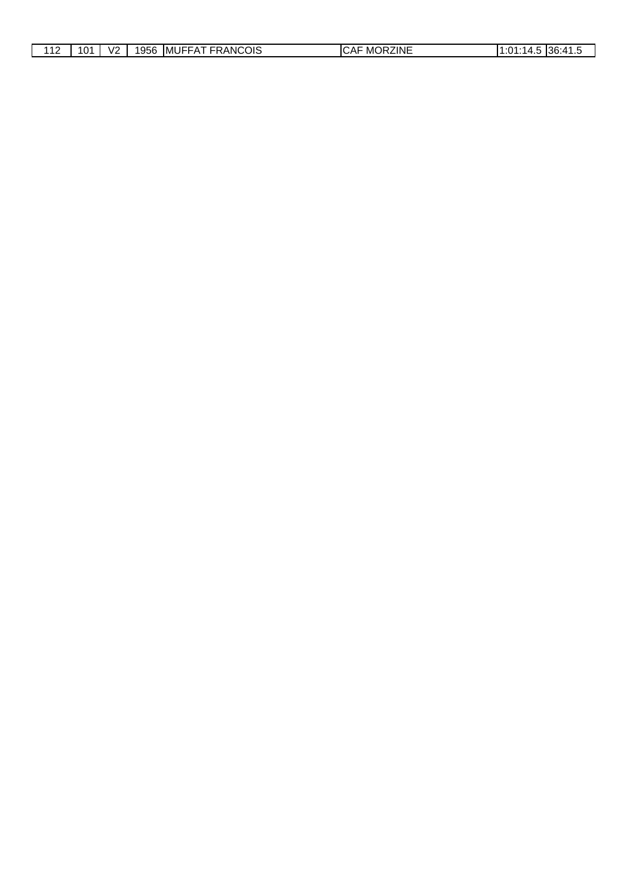| 112 | 101 | V2 | 1956 | MUFFAT FRANCOIS | CAF MORZINE | 1:01:14.5 | 36:41.5 |
|---|---|---|---|---|---|---|---|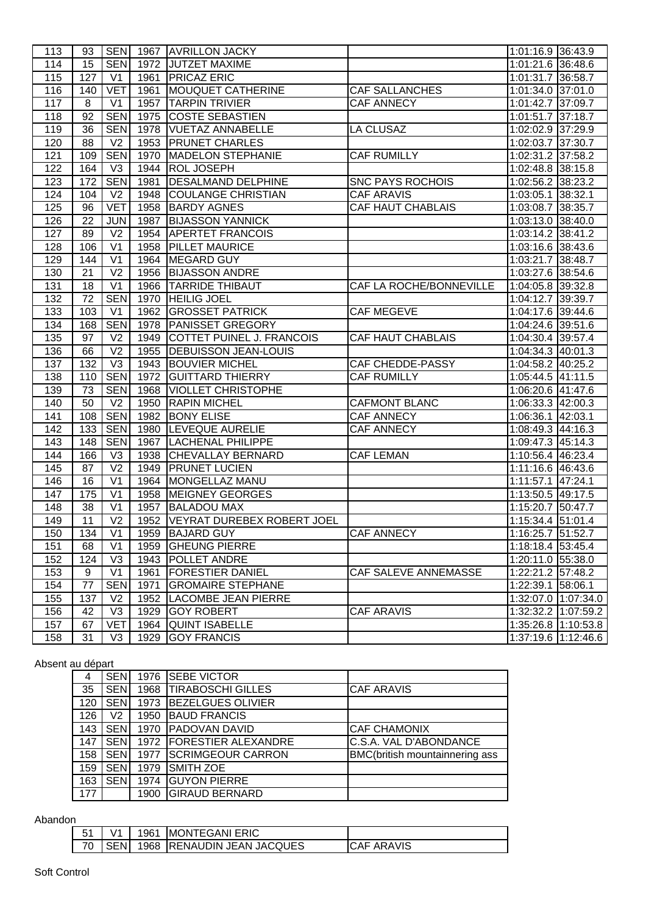| | | | | | | | |
|---|---|---|---|---|---|---|---|
| 113 | 93 | SEN | 1967 | AVRILLON JACKY | | 1:01:16.9 | 36:43.9 |
| 114 | 15 | SEN | 1972 | JUTZET MAXIME | | 1:01:21.6 | 36:48.6 |
| 115 | 127 | V1 | 1961 | PRICAZ ERIC | | 1:01:31.7 | 36:58.7 |
| 116 | 140 | VET | 1961 | MOUQUET CATHERINE | CAF SALLANCHES | 1:01:34.0 | 37:01.0 |
| 117 | 8 | V1 | 1957 | TARPIN TRIVIER | CAF ANNECY | 1:01:42.7 | 37:09.7 |
| 118 | 92 | SEN | 1975 | COSTE SEBASTIEN | | 1:01:51.7 | 37:18.7 |
| 119 | 36 | SEN | 1978 | VUETAZ ANNABELLE | LA CLUSAZ | 1:02:02.9 | 37:29.9 |
| 120 | 88 | V2 | 1953 | PRUNET CHARLES | | 1:02:03.7 | 37:30.7 |
| 121 | 109 | SEN | 1970 | MADELON STEPHANIE | CAF RUMILLY | 1:02:31.2 | 37:58.2 |
| 122 | 164 | V3 | 1944 | ROL JOSEPH | | 1:02:48.8 | 38:15.8 |
| 123 | 172 | SEN | 1981 | DESALMAND DELPHINE | SNC PAYS ROCHOIS | 1:02:56.2 | 38:23.2 |
| 124 | 104 | V2 | 1948 | COULANGE CHRISTIAN | CAF ARAVIS | 1:03:05.1 | 38:32.1 |
| 125 | 96 | VET | 1958 | BARDY AGNES | CAF HAUT CHABLAIS | 1:03:08.7 | 38:35.7 |
| 126 | 22 | JUN | 1987 | BIJASSON YANNICK | | 1:03:13.0 | 38:40.0 |
| 127 | 89 | V2 | 1954 | APERTET FRANCOIS | | 1:03:14.2 | 38:41.2 |
| 128 | 106 | V1 | 1958 | PILLET MAURICE | | 1:03:16.6 | 38:43.6 |
| 129 | 144 | V1 | 1964 | MEGARD GUY | | 1:03:21.7 | 38:48.7 |
| 130 | 21 | V2 | 1956 | BIJASSON ANDRE | | 1:03:27.6 | 38:54.6 |
| 131 | 18 | V1 | 1966 | TARRIDE THIBAUT | CAF LA ROCHE/BONNEVILLE | 1:04:05.8 | 39:32.8 |
| 132 | 72 | SEN | 1970 | HEILIG JOEL | | 1:04:12.7 | 39:39.7 |
| 133 | 103 | V1 | 1962 | GROSSET PATRICK | CAF MEGEVE | 1:04:17.6 | 39:44.6 |
| 134 | 168 | SEN | 1978 | PANISSET GREGORY | | 1:04:24.6 | 39:51.6 |
| 135 | 97 | V2 | 1949 | COTTET PUINEL J. FRANCOIS | CAF HAUT CHABLAIS | 1:04:30.4 | 39:57.4 |
| 136 | 66 | V2 | 1955 | DEBUISSON JEAN-LOUIS | | 1:04:34.3 | 40:01.3 |
| 137 | 132 | V3 | 1943 | BOUVIER MICHEL | CAF CHEDDE-PASSY | 1:04:58.2 | 40:25.2 |
| 138 | 110 | SEN | 1972 | GUITTARD THIERRY | CAF RUMILLY | 1:05:44.5 | 41:11.5 |
| 139 | 73 | SEN | 1968 | VIOLLET CHRISTOPHE | | 1:06:20.6 | 41:47.6 |
| 140 | 50 | V2 | 1950 | RAPIN MICHEL | CAFMONT BLANC | 1:06:33.3 | 42:00.3 |
| 141 | 108 | SEN | 1982 | BONY ELISE | CAF ANNECY | 1:06:36.1 | 42:03.1 |
| 142 | 133 | SEN | 1980 | LEVEQUE AURELIE | CAF ANNECY | 1:08:49.3 | 44:16.3 |
| 143 | 148 | SEN | 1967 | LACHENAL PHILIPPE | | 1:09:47.3 | 45:14.3 |
| 144 | 166 | V3 | 1938 | CHEVALLAY BERNARD | CAF LEMAN | 1:10:56.4 | 46:23.4 |
| 145 | 87 | V2 | 1949 | PRUNET LUCIEN | | 1:11:16.6 | 46:43.6 |
| 146 | 16 | V1 | 1964 | MONGELLAZ MANU | | 1:11:57.1 | 47:24.1 |
| 147 | 175 | V1 | 1958 | MEIGNEY GEORGES | | 1:13:50.5 | 49:17.5 |
| 148 | 38 | V1 | 1957 | BALADOU MAX | | 1:15:20.7 | 50:47.7 |
| 149 | 11 | V2 | 1952 | VEYRAT DUREBEX ROBERT JOEL | | 1:15:34.4 | 51:01.4 |
| 150 | 134 | V1 | 1959 | BAJARD GUY | CAF ANNECY | 1:16:25.7 | 51:52.7 |
| 151 | 68 | V1 | 1959 | GHEUNG PIERRE | | 1:18:18.4 | 53:45.4 |
| 152 | 124 | V3 | 1943 | POLLET ANDRE | | 1:20:11.0 | 55:38.0 |
| 153 | 9 | V1 | 1961 | FORESTIER DANIEL | CAF SALEVE ANNEMASSE | 1:22:21.2 | 57:48.2 |
| 154 | 77 | SEN | 1971 | GROMAIRE STEPHANE | | 1:22:39.1 | 58:06.1 |
| 155 | 137 | V2 | 1952 | LACOMBE JEAN PIERRE | | 1:32:07.0 | 1:07:34.0 |
| 156 | 42 | V3 | 1929 | GOY ROBERT | CAF ARAVIS | 1:32:32.2 | 1:07:59.2 |
| 157 | 67 | VET | 1964 | QUINT ISABELLE | | 1:35:26.8 | 1:10:53.8 |
| 158 | 31 | V3 | 1929 | GOY FRANCIS | | 1:37:19.6 | 1:12:46.6 |

Absent au départ

| | | | | |
|---|---|---|---|---|
| 4 | SEN | 1976 | SEBE VICTOR | |
| 35 | SEN | 1968 | TIRABOSCHI GILLES | CAF ARAVIS |
| 120 | SEN | 1973 | BEZELGUES OLIVIER | |
| 126 | V2 | 1950 | BAUD FRANCIS | |
| 143 | SEN | 1970 | PADOVAN DAVID | CAF CHAMONIX |
| 147 | SEN | 1972 | FORESTIER ALEXANDRE | C.S.A. VAL D'ABONDANCE |
| 158 | SEN | 1977 | SCRIMGEOUR CARRON | BMC(british mountainnering ass |
| 159 | SEN | 1979 | SMITH ZOE | |
| 163 | SEN | 1974 | GUYON PIERRE | |
| 177 | | 1900 | GIRAUD BERNARD | |

Abandon

| | | | | |
|---|---|---|---|---|
| 51 | V1 | 1961 | MONTEGANI ERIC | |
| 70 | SEN | 1968 | RENAUDIN JEAN JACQUES | CAF ARAVIS |

Soft Control